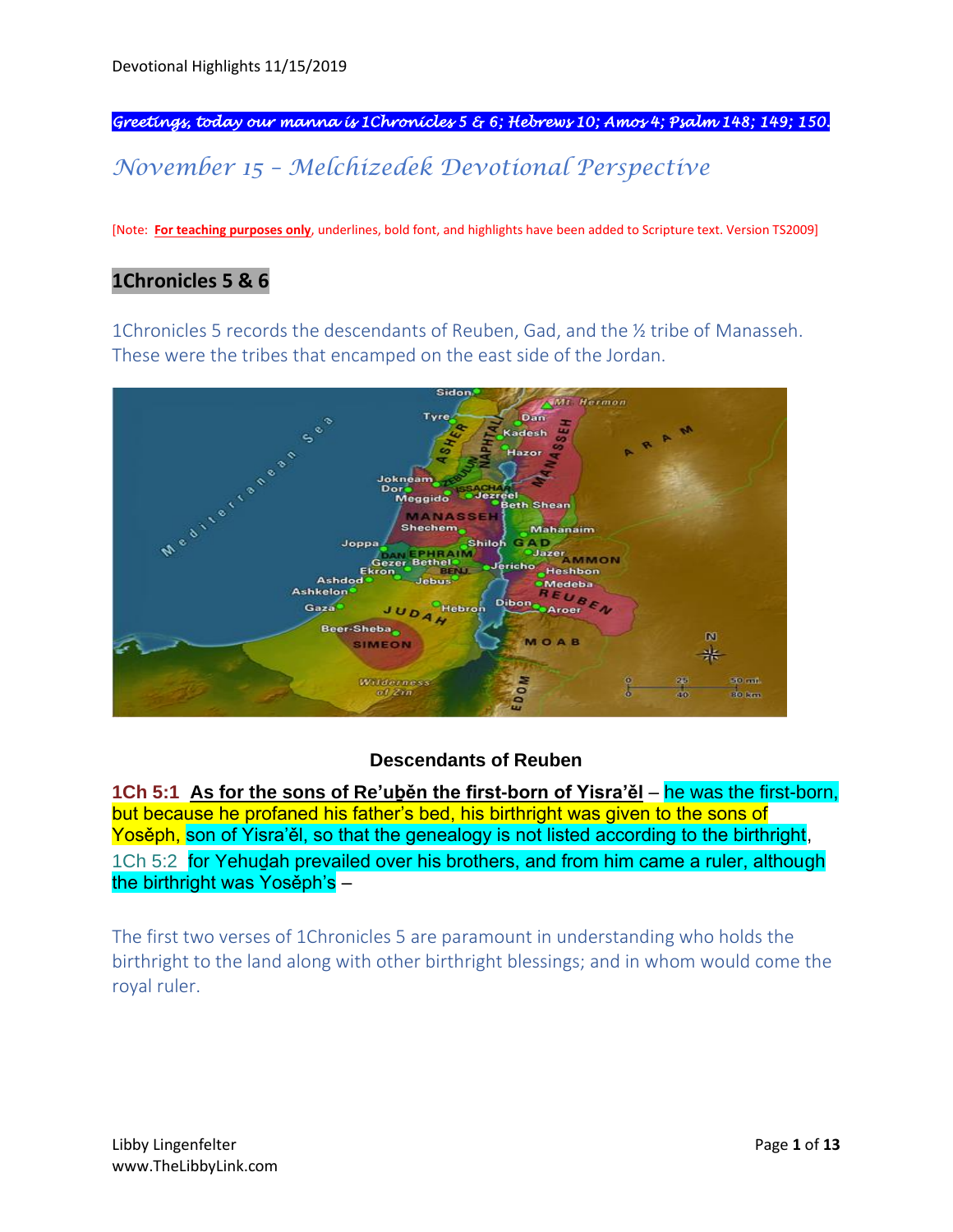Devotional Highlights 11/15/2019

**Greetings, today our manna is 1Chronicles 5 & 6; Hebrews 10; Amos 4; Psalm 148; 149; 150.**

# November 15 – Melchizedek Devotional Perspective

[Note: **For teaching purposes only**, underlines, bold font, and highlights have been added to Scripture text. Version TS2009]

## 1Chronicles 5 & 6

1Chronicles 5 records the descendants of Reuben, Gad, and the ½ tribe of Manasseh. These were the tribes that encamped on the east side of the Jordan.

### Descendants of Reuben

**1Ch 5:1** **As for the sons of Re'uḇěn the first-born of Yisra'ěl** – he was the first-born, but because he profaned his father's bed, his birthright was given to the sons of Yosěph, son of Yisra'ěl, so that the genealogy is not listed according to the birthright,

1Ch 5:2 for Yehuḏah prevailed over his brothers, and from him came a ruler, although the birthright was Yosěph's –

The first two verses of 1Chronicles 5 are paramount in understanding who holds the birthright to the land along with other birthright blessings; and in whom would come the royal ruler.

Libby Lingenfelter
www.TheLibbyLink.com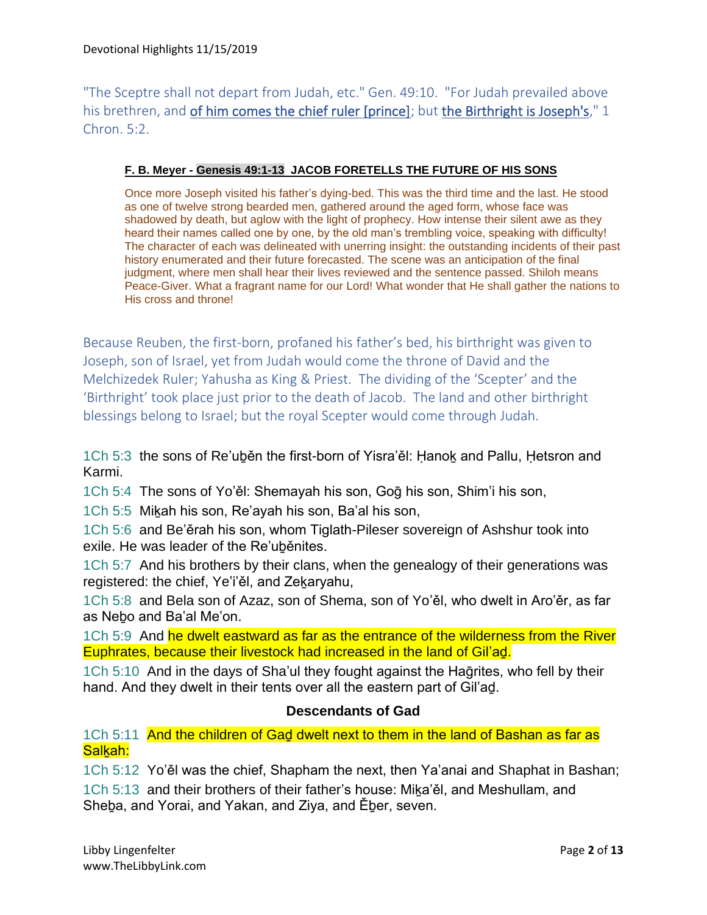"The Sceptre shall not depart from Judah, etc." Gen. 49:10.  "For Judah prevailed above his brethren, and of him comes the chief ruler [prince]; but the Birthright is Joseph's," 1 Chron. 5:2.

**F. B. Meyer - Genesis 49:1-13  JACOB FORETELLS THE FUTURE OF HIS SONS**

Once more Joseph visited his father's dying-bed. This was the third time and the last. He stood as one of twelve strong bearded men, gathered around the aged form, whose face was shadowed by death, but aglow with the light of prophecy. How intense their silent awe as they heard their names called one by one, by the old man's trembling voice, speaking with difficulty! The character of each was delineated with unerring insight: the outstanding incidents of their past history enumerated and their future forecasted. The scene was an anticipation of the final judgment, where men shall hear their lives reviewed and the sentence passed. Shiloh means Peace-Giver. What a fragrant name for our Lord! What wonder that He shall gather the nations to His cross and throne!

Because Reuben, the first-born, profaned his father's bed, his birthright was given to Joseph, son of Israel, yet from Judah would come the throne of David and the Melchizedek Ruler; Yahusha as King & Priest.  The dividing of the 'Scepter' and the 'Birthright' took place just prior to the death of Jacob.  The land and other birthright blessings belong to Israel; but the royal Scepter would come through Judah.

1Ch 5:3  the sons of Re'uḇěn the first-born of Yisra'ěl: Ḥanoḵ and Pallu, Ḥetsron and Karmi.

1Ch 5:4  The sons of Yo'ěl: Shemayah his son, Goḡ his son, Shim'i his son,

1Ch 5:5  Miḵah his son, Re'ayah his son, Ba'al his son,

1Ch 5:6  and Be'ěrah his son, whom Tiglath-Pileser sovereign of Ashshur took into exile. He was leader of the Re'uḇěnites.

1Ch 5:7  And his brothers by their clans, when the genealogy of their generations was registered: the chief, Ye'i'ěl, and Zeḵaryahu,

1Ch 5:8  and Bela son of Azaz, son of Shema, son of Yo'ěl, who dwelt in Aro'ěr, as far as Neḇo and Ba'al Me'on.

1Ch 5:9  And he dwelt eastward as far as the entrance of the wilderness from the River Euphrates, because their livestock had increased in the land of Gil'aḏ.

1Ch 5:10  And in the days of Sha'ul they fought against the Haḡrites, who fell by their hand. And they dwelt in their tents over all the eastern part of Gil'aḏ.

### Descendants of Gad

1Ch 5:11  And the children of Gaḏ dwelt next to them in the land of Bashan as far as Salḵah:

1Ch 5:12  Yo'ěl was the chief, Shapham the next, then Ya'anai and Shaphat in Bashan;

1Ch 5:13  and their brothers of their father's house: Miḵa'ěl, and Meshullam, and Sheḇa, and Yorai, and Yakan, and Ziya, and Ěḇer, seven.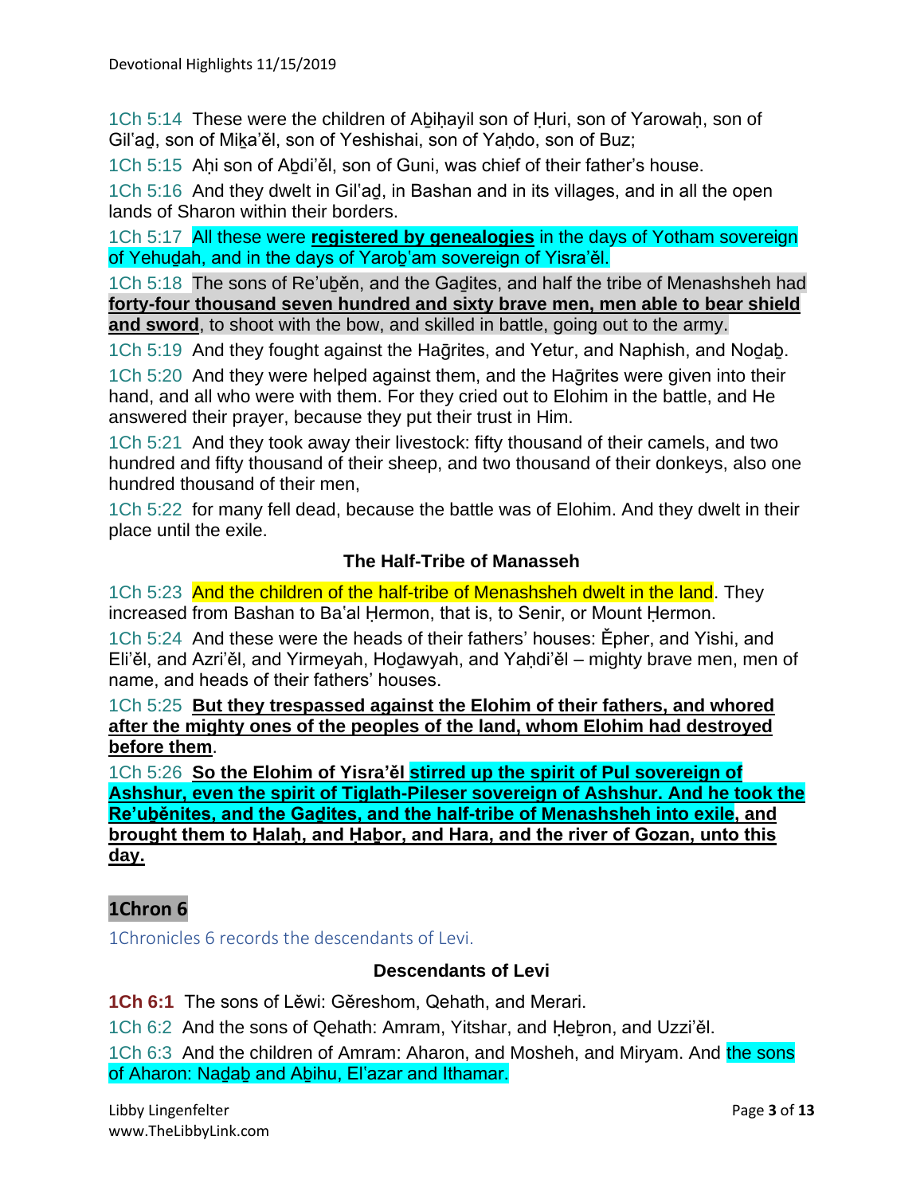1Ch 5:14 These were the children of Aḇiḥayil son of Ḥuri, son of Yarowaḥ, son of Gil'aḏ, son of Miḵa'ěl, son of Yeshishai, son of Yaḥdo, son of Buz;

1Ch 5:15 Aḥi son of Aḇdi'ěl, son of Guni, was chief of their father's house.

1Ch 5:16 And they dwelt in Gil'aḏ, in Bashan and in its villages, and in all the open lands of Sharon within their borders.

1Ch 5:17 All these were **registered by genealogies** in the days of Yotham sovereign of Yehuḏah, and in the days of Yaroḇ'am sovereign of Yisra'ěl.

1Ch 5:18 The sons of Re'uḇěn, and the Gaḏites, and half the tribe of Menashsheh had **forty-four thousand seven hundred and sixty brave men, men able to bear shield and sword**, to shoot with the bow, and skilled in battle, going out to the army.

1Ch 5:19 And they fought against the Haḡrites, and Yetur, and Naphish, and Noḏaḇ.

1Ch 5:20 And they were helped against them, and the Haḡrites were given into their hand, and all who were with them. For they cried out to Elohim in the battle, and He answered their prayer, because they put their trust in Him.

1Ch 5:21 And they took away their livestock: fifty thousand of their camels, and two hundred and fifty thousand of their sheep, and two thousand of their donkeys, also one hundred thousand of their men,

1Ch 5:22 for many fell dead, because the battle was of Elohim. And they dwelt in their place until the exile.

### The Half-Tribe of Manasseh

1Ch 5:23 And the children of the half-tribe of Menashsheh dwelt in the land. They increased from Bashan to Ba'al Ḥermon, that is, to Senir, or Mount Ḥermon.

1Ch 5:24 And these were the heads of their fathers' houses: Ěpher, and Yishi, and Eli'ěl, and Azri'ěl, and Yirmeyah, Hoḏawyah, and Yaḥdi'ěl – mighty brave men, men of name, and heads of their fathers' houses.

1Ch 5:25 **But they trespassed against the Elohim of their fathers, and whored after the mighty ones of the peoples of the land, whom Elohim had destroyed before them**.

1Ch 5:26 **So the Elohim of Yisra'ěl stirred up the spirit of Pul sovereign of Ashshur, even the spirit of Tiglath-Pileser sovereign of Ashshur. And he took the Re'uḇěnites, and the Gaḏites, and the half-tribe of Menashsheh into exile, and brought them to Ḥalaḥ, and Ḥaḇor, and Hara, and the river of Gozan, unto this day.**

## 1Chron 6

1Chronicles 6 records the descendants of Levi.

### Descendants of Levi

**1Ch 6:1** The sons of Lěwi: Gěreshom, Qehath, and Merari.

1Ch 6:2 And the sons of Qehath: Amram, Yitshar, and Ḥeḇron, and Uzzi'ěl.

1Ch 6:3 And the children of Amram: Aharon, and Mosheh, and Miryam. And the sons of Aharon: Naḏaḇ and Aḇihu, El'azar and Ithamar.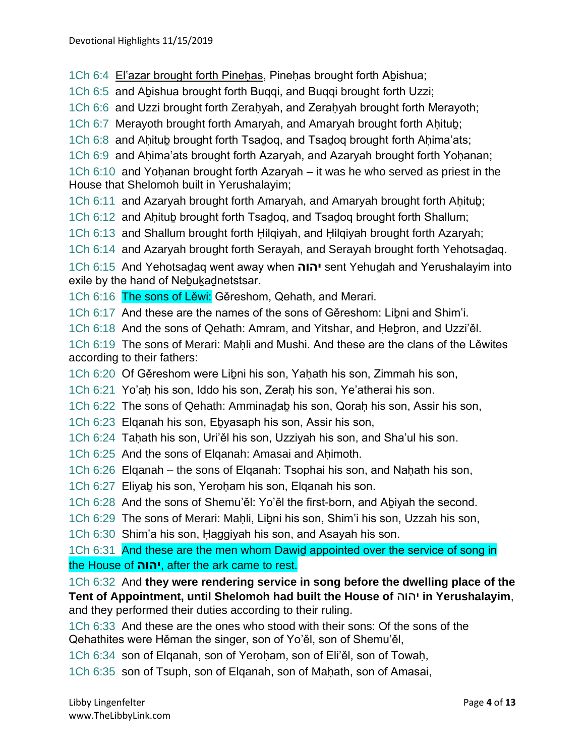1Ch 6:4 El'azar brought forth Pineḥas, Pineḥas brought forth Aḇishua;

1Ch 6:5 and Aḇishua brought forth Buqqi, and Buqqi brought forth Uzzi;

1Ch 6:6 and Uzzi brought forth Zeraḥyah, and Zeraḥyah brought forth Merayoth;

1Ch 6:7 Merayoth brought forth Amaryah, and Amaryah brought forth Aḥituḇ;

1Ch 6:8 and Aḥituḇ brought forth Tsaḏoq, and Tsaḏoq brought forth Aḥima'ats;

1Ch 6:9 and Aḥima'ats brought forth Azaryah, and Azaryah brought forth Yoḥanan;

1Ch 6:10 and Yoḥanan brought forth Azaryah – it was he who served as priest in the House that Shelomoh built in Yerushalayim;

1Ch 6:11 and Azaryah brought forth Amaryah, and Amaryah brought forth Aḥituḇ;

1Ch 6:12 and Aḥituḇ brought forth Tsaḏoq, and Tsaḏoq brought forth Shallum;

1Ch 6:13 and Shallum brought forth Ḥilqiyah, and Ḥilqiyah brought forth Azaryah;

1Ch 6:14 and Azaryah brought forth Serayah, and Serayah brought forth Yehotsaḏaq.

1Ch 6:15 And Yehotsaḏaq went away when **יהוה** sent Yehuḏah and Yerushalayim into exile by the hand of Neḇuḵaḏnetstsar.

1Ch 6:16 The sons of Lěwi: Gěreshom, Qehath, and Merari.

1Ch 6:17 And these are the names of the sons of Gěreshom: Liḇni and Shim'i.

1Ch 6:18 And the sons of Qehath: Amram, and Yitshar, and Ḥeḇron, and Uzzi'ěl.

1Ch 6:19 The sons of Merari: Maḥli and Mushi. And these are the clans of the Lěwites according to their fathers:

1Ch 6:20 Of Gěreshom were Liḇni his son, Yaḥath his son, Zimmah his son,

1Ch 6:21 Yo'aḥ his son, Iddo his son, Zeraḥ his son, Ye'atherai his son.

1Ch 6:22 The sons of Qehath: Amminaḏaḇ his son, Qoraḥ his son, Assir his son,

1Ch 6:23 Elqanah his son, Eḇyasaph his son, Assir his son,

1Ch 6:24 Taḥath his son, Uri'ěl his son, Uzziyah his son, and Sha'ul his son.

1Ch 6:25 And the sons of Elqanah: Amasai and Aḥimoth.

1Ch 6:26 Elqanah – the sons of Elqanah: Tsophai his son, and Naḥath his son,

1Ch 6:27 Eliyaḇ his son, Yeroḥam his son, Elqanah his son.

1Ch 6:28 And the sons of Shemu'ěl: Yo'ěl the first-born, and Aḇiyah the second.

1Ch 6:29 The sons of Merari: Maḥli, Liḇni his son, Shim'i his son, Uzzah his son,

1Ch 6:30 Shim'a his son, Ḥaggiyah his son, and Asayah his son.

1Ch 6:31 And these are the men whom Dawiḏ appointed over the service of song in the House of **יהוה**, after the ark came to rest.

1Ch 6:32 And **they were rendering service in song before the dwelling place of the Tent of Appointment, until Shelomoh had built the House of יהוה in Yerushalayim**, and they performed their duties according to their ruling.

1Ch 6:33 And these are the ones who stood with their sons: Of the sons of the Qehathites were Hěman the singer, son of Yo'ěl, son of Shemu'ěl,

1Ch 6:34 son of Elqanah, son of Yeroḥam, son of Eli'ěl, son of Towaḥ,

1Ch 6:35 son of Tsuph, son of Elqanah, son of Maḥath, son of Amasai,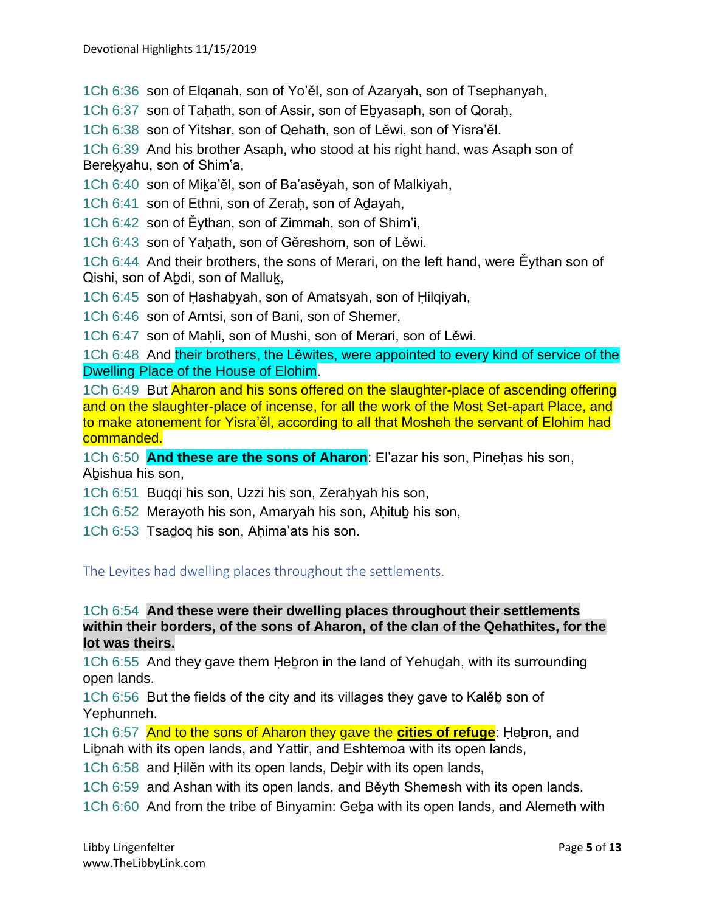1Ch 6:36  son of Elqanah, son of Yo'ěl, son of Azaryah, son of Tsephanyah,

1Ch 6:37  son of Taḥath, son of Assir, son of Eḇyasaph, son of Qoraḥ,

1Ch 6:38  son of Yitshar, son of Qehath, son of Lěwi, son of Yisra'ěl.

1Ch 6:39  And his brother Asaph, who stood at his right hand, was Asaph son of Bereḵyahu, son of Shimʽa,

1Ch 6:40  son of Miḵa'ěl, son of Baʽasěyah, son of Malkiyah,

1Ch 6:41  son of Ethni, son of Zeraḥ, son of Aḏayah,

1Ch 6:42  son of Ěythan, son of Zimmah, son of Shimʽi,

1Ch 6:43  son of Yaḥath, son of Gěreshom, son of Lěwi.

1Ch 6:44  And their brothers, the sons of Merari, on the left hand, were Ěythan son of Qishi, son of Aḇdi, son of Malluḵ,

1Ch 6:45  son of Ḥashaḇyah, son of Amatsyah, son of Ḥilqiyah,

1Ch 6:46  son of Amtsi, son of Bani, son of Shemer,

1Ch 6:47  son of Maḥli, son of Mushi, son of Merari, son of Lěwi.

1Ch 6:48  And their brothers, the Lěwites, were appointed to every kind of service of the Dwelling Place of the House of Elohim.

1Ch 6:49  But Aharon and his sons offered on the slaughter-place of ascending offering and on the slaughter-place of incense, for all the work of the Most Set-apart Place, and to make atonement for Yisra'ěl, according to all that Mosheh the servant of Elohim had commanded.

1Ch 6:50  **And these are the sons of Aharon**: Elʽazar his son, Pineḥas his son, Aḇishua his son,

1Ch 6:51  Buqqi his son, Uzzi his son, Zeraḥyah his son,

1Ch 6:52  Merayoth his son, Amaryah his son, Aḥituḇ his son,

1Ch 6:53  Tsaḏoq his son, Aḥimaʽats his son.

## The Levites had dwelling places throughout the settlements.

1Ch 6:54  **And these were their dwelling places throughout their settlements within their borders, of the sons of Aharon, of the clan of the Qehathites, for the lot was theirs.**

1Ch 6:55  And they gave them Ḥeḇron in the land of Yehuḏah, with its surrounding open lands.

1Ch 6:56  But the fields of the city and its villages they gave to Kalěḇ son of Yephunneh.

1Ch 6:57  And to the sons of Aharon they gave the **cities of refuge**: Ḥeḇron, and Liḇnah with its open lands, and Yattir, and Eshtemoa with its open lands,

1Ch 6:58  and Ḥilěn with its open lands, Deḇir with its open lands,

1Ch 6:59  and Ashan with its open lands, and Běyth Shemesh with its open lands.

1Ch 6:60  And from the tribe of Binyamin: Geḇa with its open lands, and Alemeth with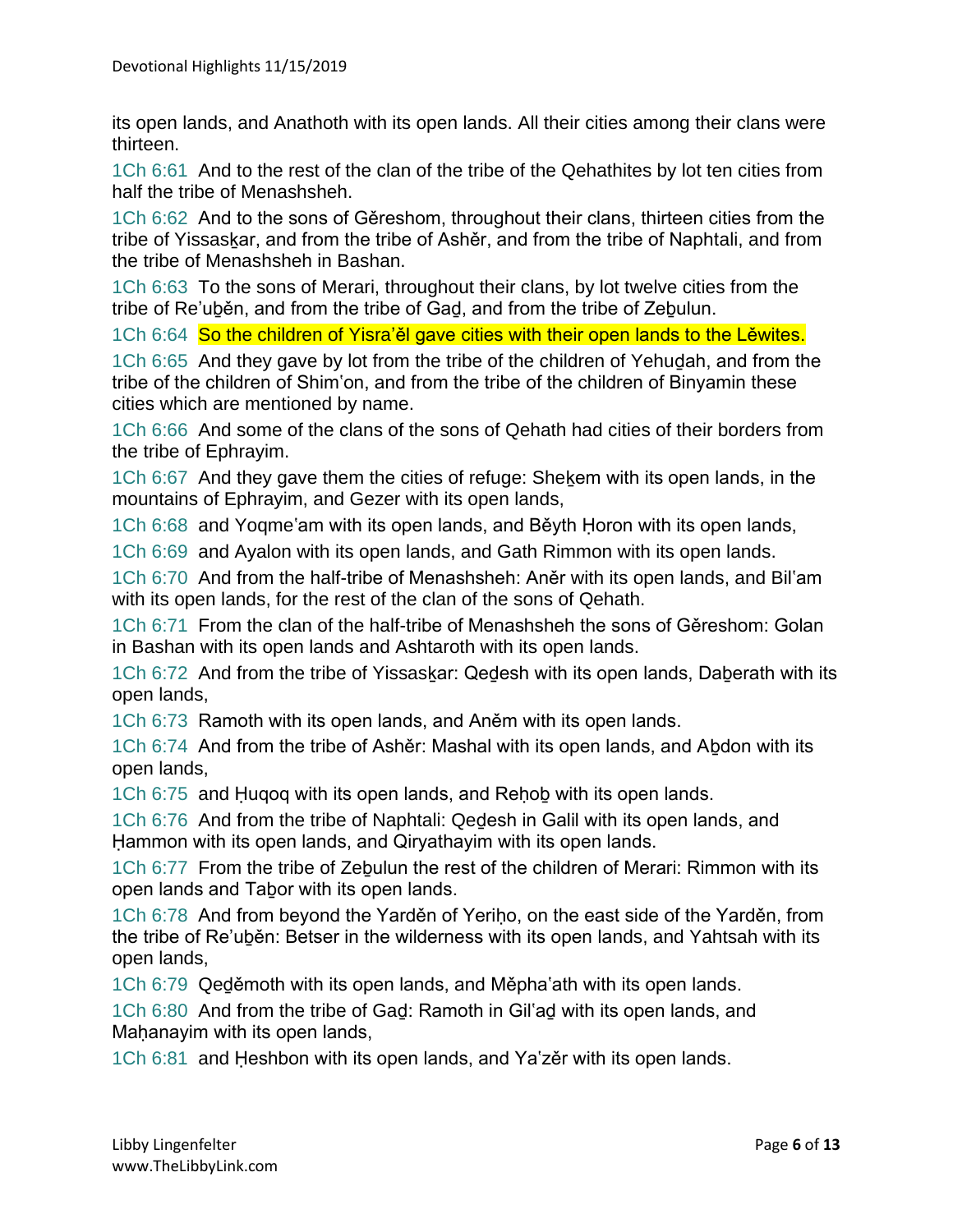its open lands, and Anathoth with its open lands. All their cities among their clans were thirteen.

1Ch 6:61 And to the rest of the clan of the tribe of the Qehathites by lot ten cities from half the tribe of Menashsheh.

1Ch 6:62 And to the sons of Gěreshom, throughout their clans, thirteen cities from the tribe of Yissasḵar, and from the tribe of Ashěr, and from the tribe of Naphtali, and from the tribe of Menashsheh in Bashan.

1Ch 6:63 To the sons of Merari, throughout their clans, by lot twelve cities from the tribe of Re'uḇěn, and from the tribe of Gaḏ, and from the tribe of Zeḇulun.

1Ch 6:64 So the children of Yisra'ěl gave cities with their open lands to the Lěwites.

1Ch 6:65 And they gave by lot from the tribe of the children of Yehuḏah, and from the tribe of the children of Shimʽon, and from the tribe of the children of Binyamin these cities which are mentioned by name.

1Ch 6:66 And some of the clans of the sons of Qehath had cities of their borders from the tribe of Ephrayim.

1Ch 6:67 And they gave them the cities of refuge: Sheḵem with its open lands, in the mountains of Ephrayim, and Gezer with its open lands,

1Ch 6:68 and Yoqmeʽam with its open lands, and Běyth Ḥoron with its open lands,

1Ch 6:69 and Ayalon with its open lands, and Gath Rimmon with its open lands.

1Ch 6:70 And from the half-tribe of Menashsheh: Aněr with its open lands, and Bilʽam with its open lands, for the rest of the clan of the sons of Qehath.

1Ch 6:71 From the clan of the half-tribe of Menashsheh the sons of Gěreshom: Golan in Bashan with its open lands and Ashtaroth with its open lands.

1Ch 6:72 And from the tribe of Yissasḵar: Qeḏesh with its open lands, Daḇerath with its open lands,

1Ch 6:73 Ramoth with its open lands, and Aněm with its open lands.

1Ch 6:74 And from the tribe of Ashěr: Mashal with its open lands, and Aḇdon with its open lands,

1Ch 6:75 and Ḥuqoq with its open lands, and Reḥoḇ with its open lands.

1Ch 6:76 And from the tribe of Naphtali: Qeḏesh in Galil with its open lands, and Ḥammon with its open lands, and Qiryathayim with its open lands.

1Ch 6:77 From the tribe of Zeḇulun the rest of the children of Merari: Rimmon with its open lands and Taḇor with its open lands.

1Ch 6:78 And from beyond the Yarděn of Yeriḥo, on the east side of the Yarděn, from the tribe of Re'uḇěn: Betser in the wilderness with its open lands, and Yahtsah with its open lands,

1Ch 6:79 Qeḏěmoth with its open lands, and Měphaʽath with its open lands.

1Ch 6:80 And from the tribe of Gaḏ: Ramoth in Gilʽaḏ with its open lands, and Maḥanayim with its open lands,

1Ch 6:81 and Ḥeshbon with its open lands, and Yaʽzěr with its open lands.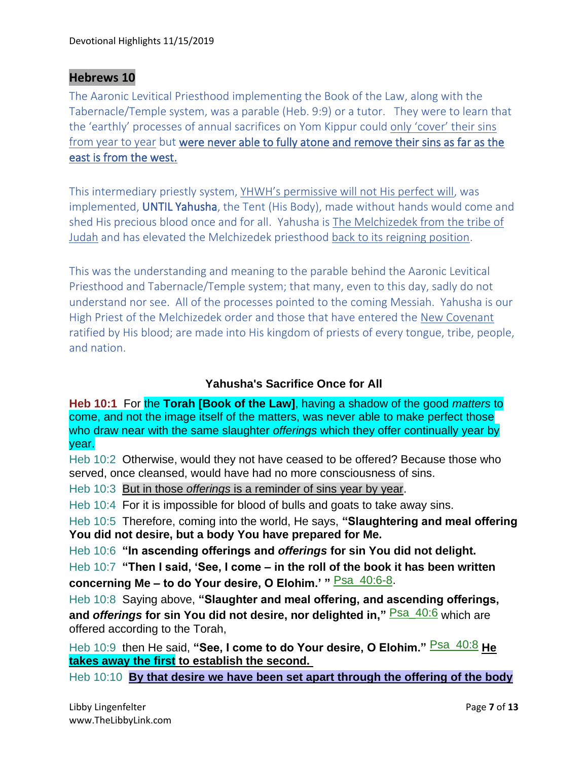## Hebrews 10

The Aaronic Levitical Priesthood implementing the Book of the Law, along with the Tabernacle/Temple system, was a parable (Heb. 9:9) or a tutor. They were to learn that the 'earthly' processes of annual sacrifices on Yom Kippur could only 'cover' their sins from year to year but **were never able to fully atone and remove their sins as far as the east is from the west.**

This intermediary priestly system, YHWH's permissive will not His perfect will, was implemented, UNTIL Yahusha, the Tent (His Body), made without hands would come and shed His precious blood once and for all. Yahusha is The Melchizedek from the tribe of Judah and has elevated the Melchizedek priesthood back to its reigning position.

This was the understanding and meaning to the parable behind the Aaronic Levitical Priesthood and Tabernacle/Temple system; that many, even to this day, sadly do not understand nor see. All of the processes pointed to the coming Messiah. Yahusha is our High Priest of the Melchizedek order and those that have entered the New Covenant ratified by His blood; are made into His kingdom of priests of every tongue, tribe, people, and nation.

### Yahusha's Sacrifice Once for All

**Heb 10:1** For the **Torah [Book of the Law]**, having a shadow of the good *matters* to come, and not the image itself of the matters, was never able to make perfect those who draw near with the same slaughter *offerings* which they offer continually year by year.

Heb 10:2 Otherwise, would they not have ceased to be offered? Because those who served, once cleansed, would have had no more consciousness of sins.

Heb 10:3 But in those *offerings* is a reminder of sins year by year.

Heb 10:4 For it is impossible for blood of bulls and goats to take away sins.

Heb 10:5 Therefore, coming into the world, He says, **"Slaughtering and meal offering You did not desire, but a body You have prepared for Me.**

Heb 10:6 **"In ascending offerings and *offerings* for sin You did not delight.**

Heb 10:7 **"Then I said, 'See, I come – in the roll of the book it has been written concerning Me – to do Your desire, O Elohim.' "** Psa 40:6-8.

Heb 10:8 Saying above, **"Slaughter and meal offering, and ascending offerings, and *offerings* for sin You did not desire, nor delighted in,"** Psa_40:6 which are offered according to the Torah,

Heb 10:9 then He said, **"See, I come to do Your desire, O Elohim."** Psa_40:8 **He takes away the first to establish the second.**

Heb 10:10 **By that desire we have been set apart through the offering of the body**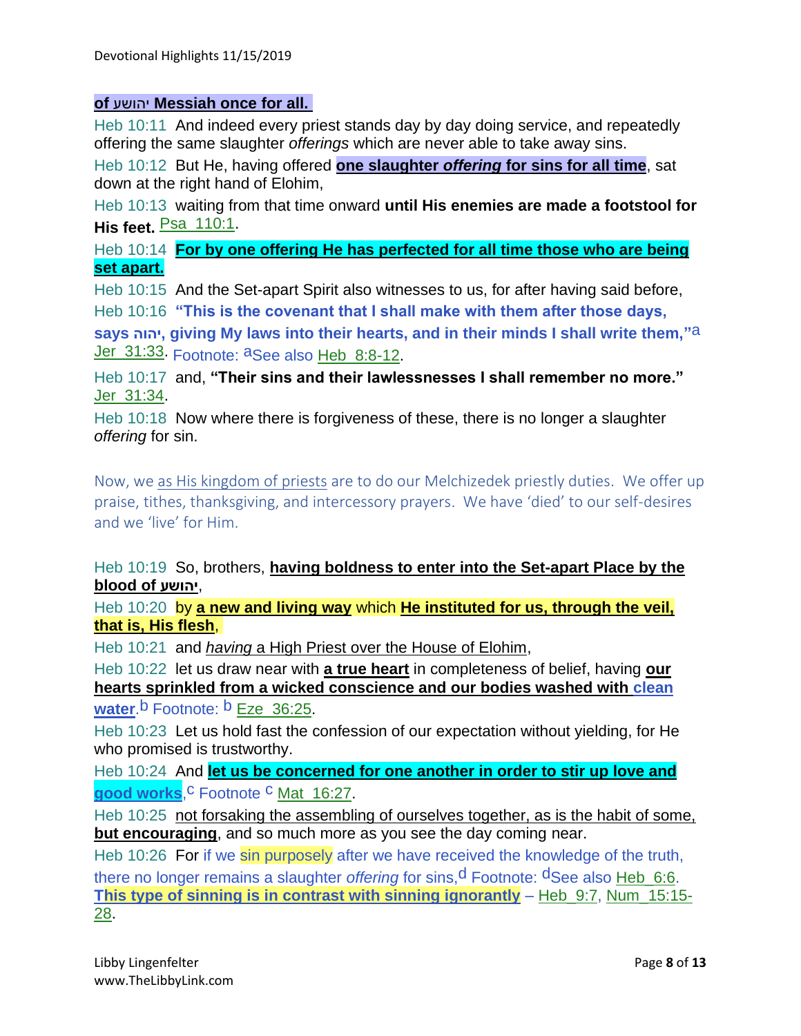**of יהושע Messiah once for all.**

Heb 10:11 And indeed every priest stands day by day doing service, and repeatedly offering the same slaughter *offerings* which are never able to take away sins.

Heb 10:12 But He, having offered **one slaughter *offering* for sins for all time**, sat down at the right hand of Elohim,

Heb 10:13 waiting from that time onward **until His enemies are made a footstool for His feet.** Psa_110:1.

Heb 10:14 **For by one offering He has perfected for all time those who are being set apart.**

Heb 10:15 And the Set-apart Spirit also witnesses to us, for after having said before,

Heb 10:16 **"This is the covenant that I shall make with them after those days, says יהוה, giving My laws into their hearts, and in their minds I shall write them,"**[a] Jer_31:33. Footnote: [a]See also Heb_8:8-12.

Heb 10:17 and, **"Their sins and their lawlessnesses I shall remember no more."** Jer_31:34.

Heb 10:18 Now where there is forgiveness of these, there is no longer a slaughter *offering* for sin.

Now, we as His kingdom of priests are to do our Melchizedek priestly duties. We offer up praise, tithes, thanksgiving, and intercessory prayers. We have 'died' to our self-desires and we 'live' for Him.

Heb 10:19 So, brothers, **having boldness to enter into the Set-apart Place by the blood of יהושע**,

Heb 10:20 by **a new and living way** which **He instituted for us, through the veil, that is, His flesh**,

Heb 10:21 and *having* a High Priest over the House of Elohim,

Heb 10:22 let us draw near with **a true heart** in completeness of belief, having **our hearts sprinkled from a wicked conscience and our bodies washed with clean water**.[b] Footnote: [b] Eze_36:25.

Heb 10:23 Let us hold fast the confession of our expectation without yielding, for He who promised is trustworthy.

Heb 10:24 And **let us be concerned for one another in order to stir up love and good works**,[c] Footnote [c] Mat_16:27.

Heb 10:25 not forsaking the assembling of ourselves together, as is the habit of some, **but encouraging**, and so much more as you see the day coming near.

Heb 10:26 For if we sin purposely after we have received the knowledge of the truth, there no longer remains a slaughter *offering* for sins,[d] Footnote: [d]See also Heb_6:6. **This type of sinning is in contrast with sinning ignorantly** – Heb_9:7, Num_15:15-28.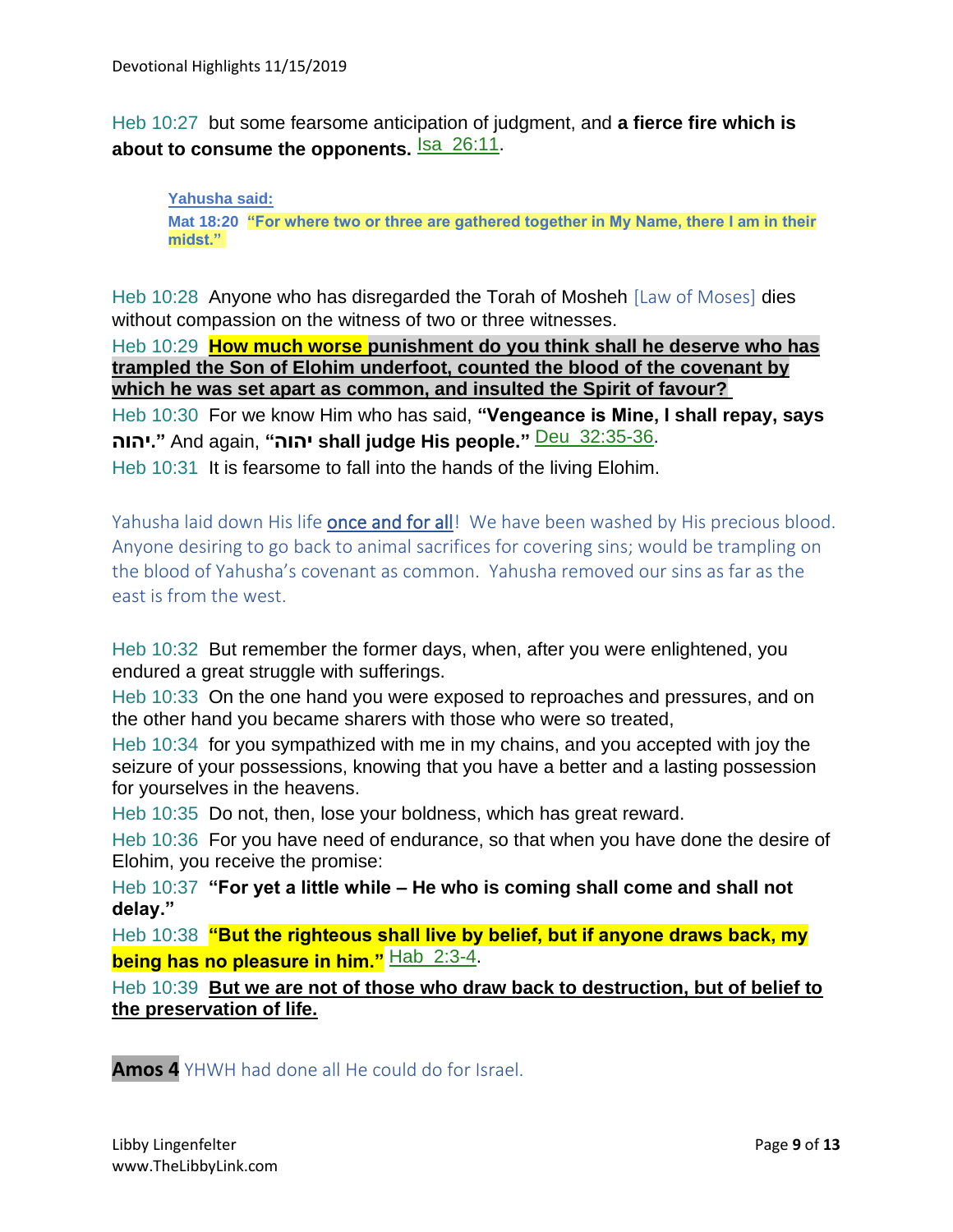Heb 10:27 but some fearsome anticipation of judgment, and **a fierce fire which is about to consume the opponents.** Isa 26:11.

> **Yahusha said:**
>
> **Mat 18:20 "For where two or three are gathered together in My Name, there I am in their midst."**

Heb 10:28 Anyone who has disregarded the Torah of Mosheh [Law of Moses] dies without compassion on the witness of two or three witnesses.

Heb 10:29 **How much worse punishment do you think shall he deserve who has trampled the Son of Elohim underfoot, counted the blood of the covenant by which he was set apart as common, and insulted the Spirit of favour?**

Heb 10:30 For we know Him who has said, **"Vengeance is Mine, I shall repay, says יהוה."** And again, **"יהוה shall judge His people."** Deu 32:35-36.

Heb 10:31 It is fearsome to fall into the hands of the living Elohim.

Yahusha laid down His life once and for all! We have been washed by His precious blood. Anyone desiring to go back to animal sacrifices for covering sins; would be trampling on the blood of Yahusha's covenant as common. Yahusha removed our sins as far as the east is from the west.

Heb 10:32 But remember the former days, when, after you were enlightened, you endured a great struggle with sufferings.

Heb 10:33 On the one hand you were exposed to reproaches and pressures, and on the other hand you became sharers with those who were so treated,

Heb 10:34 for you sympathized with me in my chains, and you accepted with joy the seizure of your possessions, knowing that you have a better and a lasting possession for yourselves in the heavens.

Heb 10:35 Do not, then, lose your boldness, which has great reward.

Heb 10:36 For you have need of endurance, so that when you have done the desire of Elohim, you receive the promise:

Heb 10:37 **"For yet a little while – He who is coming shall come and shall not delay."**

Heb 10:38 **"But the righteous shall live by belief, but if anyone draws back, my being has no pleasure in him."** Hab 2:3-4.

Heb 10:39 **But we are not of those who draw back to destruction, but of belief to the preservation of life.**

**Amos 4** YHWH had done all He could do for Israel.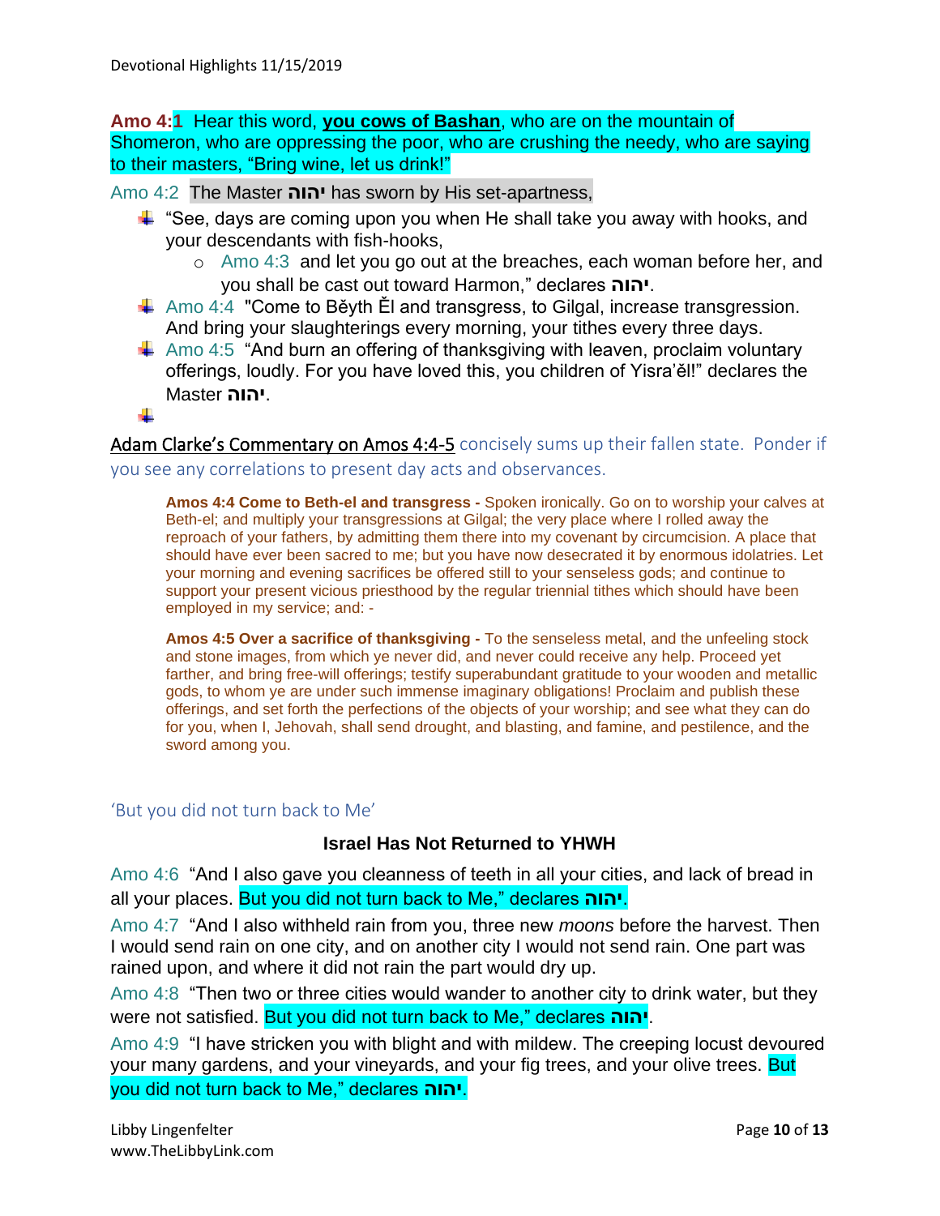**Amo 4:1** Hear this word, **you cows of Bashan**, who are on the mountain of Shomeron, who are oppressing the poor, who are crushing the needy, who are saying to their masters, "Bring wine, let us drink!"

Amo 4:2 The Master **יהוה** has sworn by His set-apartness,

- "See, days are coming upon you when He shall take you away with hooks, and your descendants with fish-hooks,
  - Amo 4:3 and let you go out at the breaches, each woman before her, and you shall be cast out toward Harmon," declares **יהוה**.
- Amo 4:4 "Come to Běyth Ěl and transgress, to Gilgal, increase transgression. And bring your slaughterings every morning, your tithes every three days.
- Amo 4:5 "And burn an offering of thanksgiving with leaven, proclaim voluntary offerings, loudly. For you have loved this, you children of Yisra'ěl!" declares the Master **יהוה**.

Adam Clarke's Commentary on Amos 4:4-5 concisely sums up their fallen state. Ponder if you see any correlations to present day acts and observances.

> **Amos 4:4 Come to Beth-el and transgress -** Spoken ironically. Go on to worship your calves at Beth-el; and multiply your transgressions at Gilgal; the very place where I rolled away the reproach of your fathers, by admitting them there into my covenant by circumcision. A place that should have ever been sacred to me; but you have now desecrated it by enormous idolatries. Let your morning and evening sacrifices be offered still to your senseless gods; and continue to support your present vicious priesthood by the regular triennial tithes which should have been employed in my service; and: -
>
> **Amos 4:5 Over a sacrifice of thanksgiving -** To the senseless metal, and the unfeeling stock and stone images, from which ye never did, and never could receive any help. Proceed yet farther, and bring free-will offerings; testify superabundant gratitude to your wooden and metallic gods, to whom ye are under such immense imaginary obligations! Proclaim and publish these offerings, and set forth the perfections of the objects of your worship; and see what they can do for you, when I, Jehovah, shall send drought, and blasting, and famine, and pestilence, and the sword among you.

'But you did not turn back to Me'

### Israel Has Not Returned to YHWH

Amo 4:6 "And I also gave you cleanness of teeth in all your cities, and lack of bread in all your places. But you did not turn back to Me," declares **יהוה**.

Amo 4:7 "And I also withheld rain from you, three new *moons* before the harvest. Then I would send rain on one city, and on another city I would not send rain. One part was rained upon, and where it did not rain the part would dry up.

Amo 4:8 "Then two or three cities would wander to another city to drink water, but they were not satisfied. But you did not turn back to Me," declares **יהוה**.

Amo 4:9 "I have stricken you with blight and with mildew. The creeping locust devoured your many gardens, and your vineyards, and your fig trees, and your olive trees. But you did not turn back to Me," declares **יהוה**.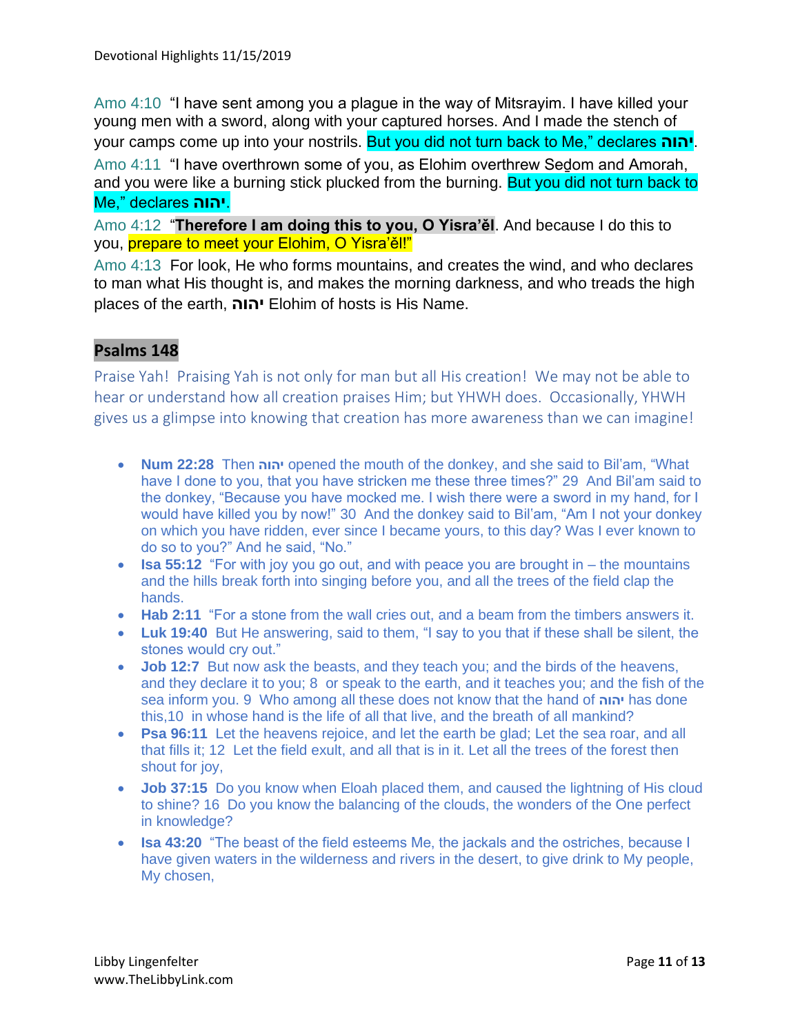Amo 4:10 "I have sent among you a plague in the way of Mitsrayim. I have killed your young men with a sword, along with your captured horses. And I made the stench of your camps come up into your nostrils. But you did not turn back to Me," declares יהוה.

Amo 4:11 "I have overthrown some of you, as Elohim overthrew Seḏom and Amorah, and you were like a burning stick plucked from the burning. But you did not turn back to Me," declares יהוה.

Amo 4:12 "**Therefore I am doing this to you, O Yisra'ěl**. And because I do this to you, prepare to meet your Elohim, O Yisra'ěl!"

Amo 4:13 For look, He who forms mountains, and creates the wind, and who declares to man what His thought is, and makes the morning darkness, and who treads the high places of the earth, יהוה Elohim of hosts is His Name.

## Psalms 148

Praise Yah! Praising Yah is not only for man but all His creation! We may not be able to hear or understand how all creation praises Him; but YHWH does. Occasionally, YHWH gives us a glimpse into knowing that creation has more awareness than we can imagine!

- **Num 22:28** Then יהוה opened the mouth of the donkey, and she said to Bil'am, "What have I done to you, that you have stricken me these three times?" 29 And Bil'am said to the donkey, "Because you have mocked me. I wish there were a sword in my hand, for I would have killed you by now!" 30 And the donkey said to Bil'am, "Am I not your donkey on which you have ridden, ever since I became yours, to this day? Was I ever known to do so to you?" And he said, "No."
- **Isa 55:12** "For with joy you go out, and with peace you are brought in – the mountains and the hills break forth into singing before you, and all the trees of the field clap the hands.
- **Hab 2:11** "For a stone from the wall cries out, and a beam from the timbers answers it.
- **Luk 19:40** But He answering, said to them, "I say to you that if these shall be silent, the stones would cry out."
- **Job 12:7** But now ask the beasts, and they teach you; and the birds of the heavens, and they declare it to you; 8 or speak to the earth, and it teaches you; and the fish of the sea inform you. 9 Who among all these does not know that the hand of יהוה has done this,10 in whose hand is the life of all that live, and the breath of all mankind?
- **Psa 96:11** Let the heavens rejoice, and let the earth be glad; Let the sea roar, and all that fills it; 12 Let the field exult, and all that is in it. Let all the trees of the forest then shout for joy,
- **Job 37:15** Do you know when Eloah placed them, and caused the lightning of His cloud to shine? 16 Do you know the balancing of the clouds, the wonders of the One perfect in knowledge?
- **Isa 43:20** "The beast of the field esteems Me, the jackals and the ostriches, because I have given waters in the wilderness and rivers in the desert, to give drink to My people, My chosen,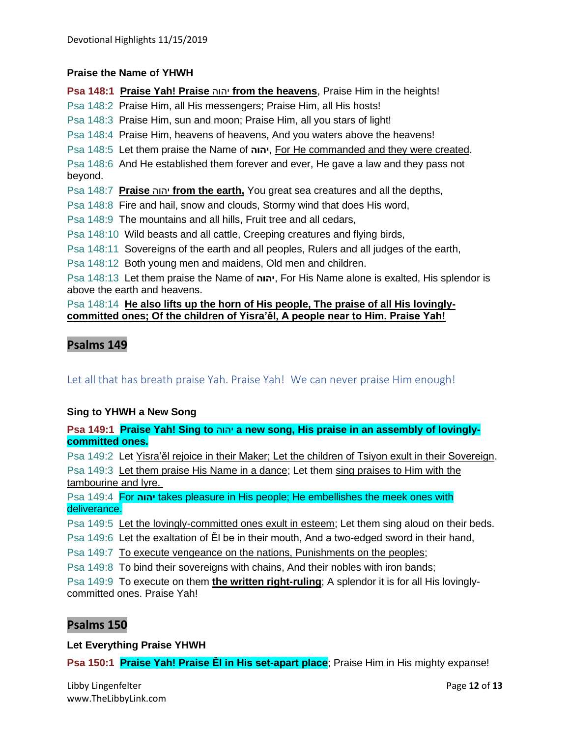### Praise the Name of YHWH

**Psa 148:1** **Praise Yah! Praise יהוה from the heavens**, Praise Him in the heights!

Psa 148:2 Praise Him, all His messengers; Praise Him, all His hosts!

Psa 148:3 Praise Him, sun and moon; Praise Him, all you stars of light!

Psa 148:4 Praise Him, heavens of heavens, And you waters above the heavens!

Psa 148:5 Let them praise the Name of **יהוה**, For He commanded and they were created.

Psa 148:6 And He established them forever and ever, He gave a law and they pass not beyond.

Psa 148:7 **Praise יהוה from the earth,** You great sea creatures and all the depths,

Psa 148:8 Fire and hail, snow and clouds, Stormy wind that does His word,

Psa 148:9 The mountains and all hills, Fruit tree and all cedars,

Psa 148:10 Wild beasts and all cattle, Creeping creatures and flying birds,

Psa 148:11 Sovereigns of the earth and all peoples, Rulers and all judges of the earth,

Psa 148:12 Both young men and maidens, Old men and children.

Psa 148:13 Let them praise the Name of **יהוה**, For His Name alone is exalted, His splendor is above the earth and heavens.

Psa 148:14 **He also lifts up the horn of His people, The praise of all His lovingly-committed ones; Of the children of Yisra'ěl, A people near to Him. Praise Yah!**

## Psalms 149

Let all that has breath praise Yah. Praise Yah! We can never praise Him enough!

### Sing to YHWH a New Song

**Psa 149:1** **Praise Yah! Sing to יהוה a new song, His praise in an assembly of lovingly-committed ones.**

Psa 149:2 Let Yisra'ěl rejoice in their Maker; Let the children of Tsiyon exult in their Sovereign.

Psa 149:3 Let them praise His Name in a dance; Let them sing praises to Him with the tambourine and lyre.

Psa 149:4 For **יהוה** takes pleasure in His people; He embellishes the meek ones with deliverance.

Psa 149:5 Let the lovingly-committed ones exult in esteem; Let them sing aloud on their beds.

Psa 149:6 Let the exaltation of Ěl be in their mouth, And a two-edged sword in their hand,

Psa 149:7 To execute vengeance on the nations, Punishments on the peoples;

Psa 149:8 To bind their sovereigns with chains, And their nobles with iron bands;

Psa 149:9 To execute on them **the written right-ruling**; A splendor it is for all His lovingly-committed ones. Praise Yah!

## Psalms 150

### Let Everything Praise YHWH

**Psa 150:1** **Praise Yah! Praise Ěl in His set-apart place**; Praise Him in His mighty expanse!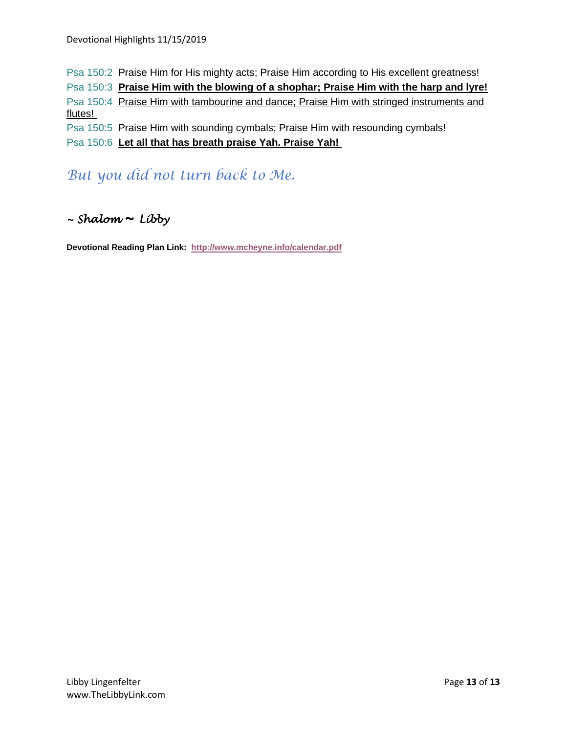Psa 150:2 Praise Him for His mighty acts; Praise Him according to His excellent greatness!

Psa 150:3 **<u>Praise Him with the blowing of a shophar; Praise Him with the harp and lyre!</u>**

Psa 150:4 <u>Praise Him with tambourine and dance; Praise Him with stringed instruments and flutes!</u>

Psa 150:5 Praise Him with sounding cymbals; Praise Him with resounding cymbals!

Psa 150:6 **<u>Let all that has breath praise Yah. Praise Yah!</u>**

*But you did not turn back to Me.*

*~ Shalom ~ Libby*

**Devotional Reading Plan Link: http://www.mcheyne.info/calendar.pdf**